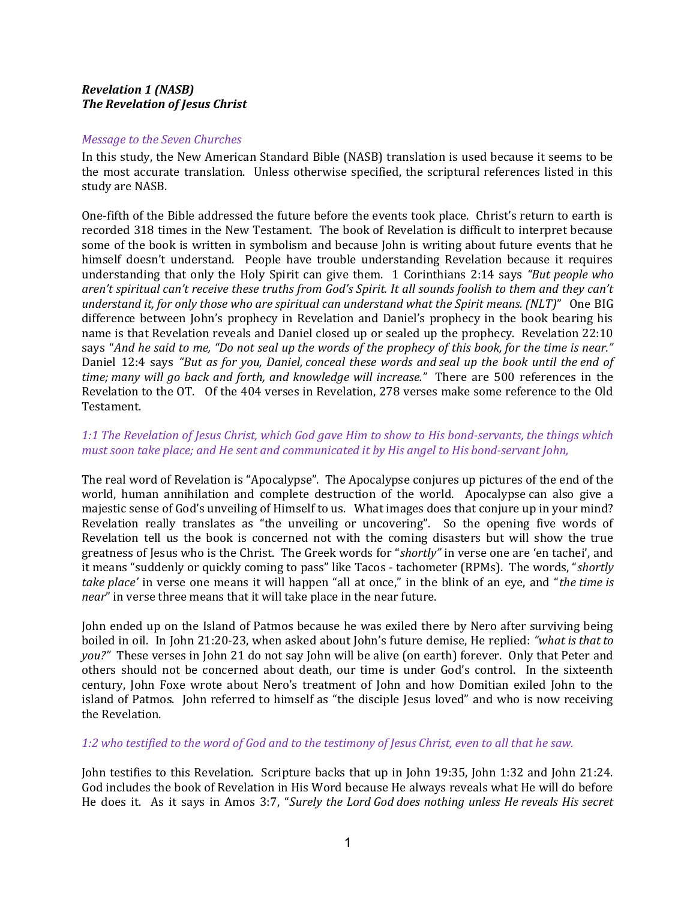***Revelation 1 (NASB)***
***The Revelation of Jesus Christ***

*Message to the Seven Churches*

In this study, the New American Standard Bible (NASB) translation is used because it seems to be the most accurate translation. Unless otherwise specified, the scriptural references listed in this study are NASB.

One-fifth of the Bible addressed the future before the events took place. Christ's return to earth is recorded 318 times in the New Testament. The book of Revelation is difficult to interpret because some of the book is written in symbolism and because John is writing about future events that he himself doesn't understand. People have trouble understanding Revelation because it requires understanding that only the Holy Spirit can give them. 1 Corinthians 2:14 says *"But people who aren't spiritual can't receive these truths from God's Spirit. It all sounds foolish to them and they can't understand it, for only those who are spiritual can understand what the Spirit means. (NLT)"* One BIG difference between John's prophecy in Revelation and Daniel's prophecy in the book bearing his name is that Revelation reveals and Daniel closed up or sealed up the prophecy. Revelation 22:10 says "*And he said to me, "Do not seal up the words of the prophecy of this book, for the time is near."* Daniel 12:4 says *"But as for you, Daniel, conceal these words and seal up the book until the end of time; many will go back and forth, and knowledge will increase."* There are 500 references in the Revelation to the OT. Of the 404 verses in Revelation, 278 verses make some reference to the Old Testament.

*1:1 The Revelation of Jesus Christ, which God gave Him to show to His bond-servants, the things which must soon take place; and He sent and communicated it by His angel to His bond-servant John,*

The real word of Revelation is "Apocalypse". The Apocalypse conjures up pictures of the end of the world, human annihilation and complete destruction of the world. Apocalypse can also give a majestic sense of God's unveiling of Himself to us. What images does that conjure up in your mind? Revelation really translates as "the unveiling or uncovering". So the opening five words of Revelation tell us the book is concerned not with the coming disasters but will show the true greatness of Jesus who is the Christ. The Greek words for "*shortly"* in verse one are 'en tachei', and it means "suddenly or quickly coming to pass" like Tacos - tachometer (RPMs). The words, "*shortly take place'* in verse one means it will happen "all at once," in the blink of an eye, and "*the time is near*" in verse three means that it will take place in the near future.

John ended up on the Island of Patmos because he was exiled there by Nero after surviving being boiled in oil. In John 21:20-23, when asked about John's future demise, He replied: *"what is that to you?"* These verses in John 21 do not say John will be alive (on earth) forever. Only that Peter and others should not be concerned about death, our time is under God's control. In the sixteenth century, John Foxe wrote about Nero's treatment of John and how Domitian exiled John to the island of Patmos. John referred to himself as "the disciple Jesus loved" and who is now receiving the Revelation.

*1:2 who testified to the word of God and to the testimony of Jesus Christ, even to all that he saw.*

John testifies to this Revelation. Scripture backs that up in John 19:35, John 1:32 and John 21:24. God includes the book of Revelation in His Word because He always reveals what He will do before He does it. As it says in Amos 3:7, "*Surely the Lord God does nothing unless He reveals His secret*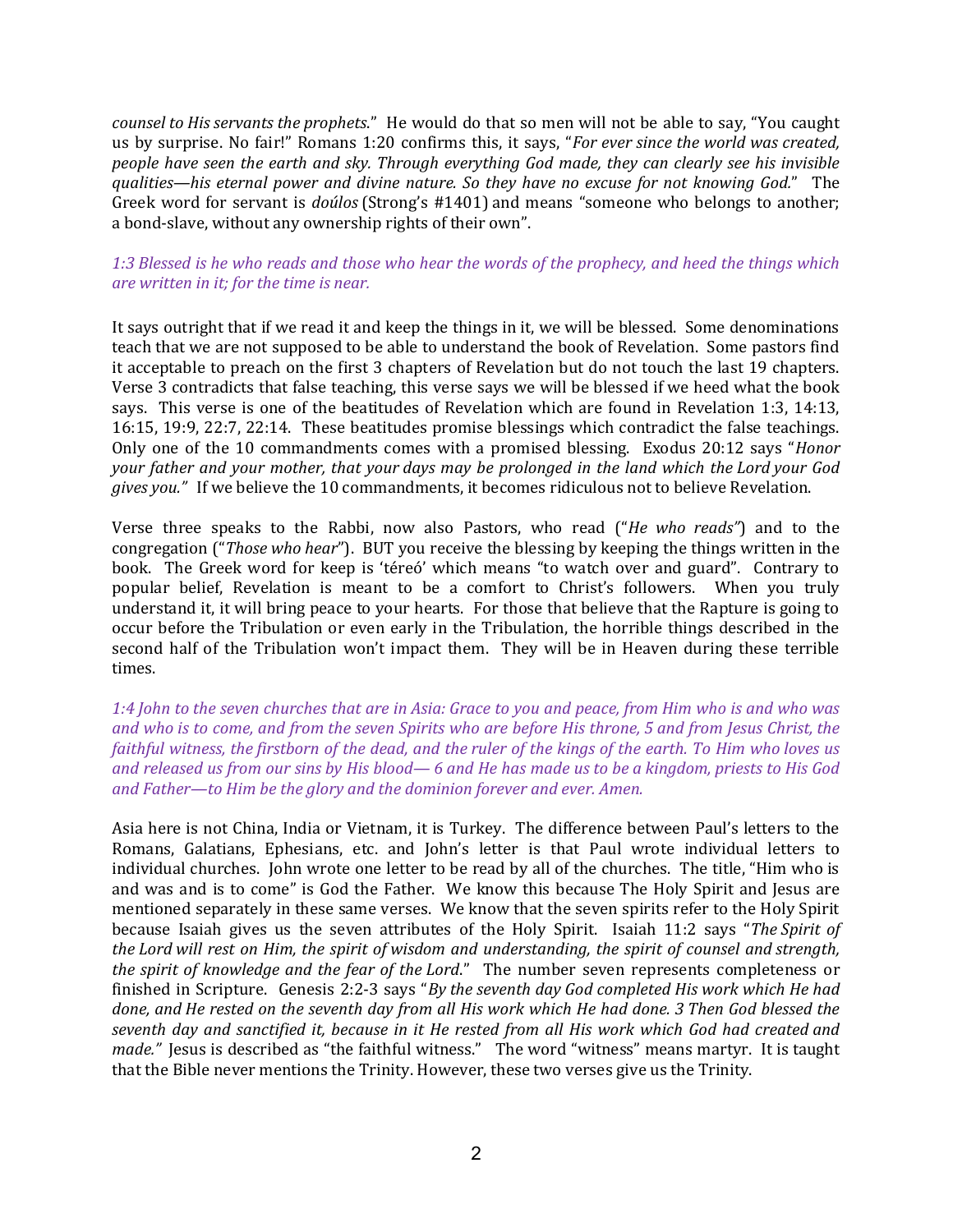*counsel to His servants the prophets*." He would do that so men will not be able to say, "You caught us by surprise. No fair!" Romans 1:20 confirms this, it says, "*For ever since the world was created, people have seen the earth and sky. Through everything God made, they can clearly see his invisible qualities—his eternal power and divine nature. So they have no excuse for not knowing God.*" The Greek word for servant is *doúlos* (Strong's #1401) and means "someone who belongs to another; a bond-slave, without any ownership rights of their own".

*1:3 Blessed is he who reads and those who hear the words of the prophecy, and heed the things which are written in it; for the time is near.*

It says outright that if we read it and keep the things in it, we will be blessed. Some denominations teach that we are not supposed to be able to understand the book of Revelation. Some pastors find it acceptable to preach on the first 3 chapters of Revelation but do not touch the last 19 chapters. Verse 3 contradicts that false teaching, this verse says we will be blessed if we heed what the book says. This verse is one of the beatitudes of Revelation which are found in Revelation 1:3, 14:13, 16:15, 19:9, 22:7, 22:14. These beatitudes promise blessings which contradict the false teachings. Only one of the 10 commandments comes with a promised blessing. Exodus 20:12 says "*Honor your father and your mother, that your days may be prolonged in the land which the Lord your God gives you.*" If we believe the 10 commandments, it becomes ridiculous not to believe Revelation.

Verse three speaks to the Rabbi, now also Pastors, who read ("*He who reads*") and to the congregation ("*Those who hear*"). BUT you receive the blessing by keeping the things written in the book. The Greek word for keep is 'téreó' which means "to watch over and guard". Contrary to popular belief, Revelation is meant to be a comfort to Christ's followers. When you truly understand it, it will bring peace to your hearts. For those that believe that the Rapture is going to occur before the Tribulation or even early in the Tribulation, the horrible things described in the second half of the Tribulation won't impact them. They will be in Heaven during these terrible times.

*1:4 John to the seven churches that are in Asia: Grace to you and peace, from Him who is and who was and who is to come, and from the seven Spirits who are before His throne, 5 and from Jesus Christ, the faithful witness, the firstborn of the dead, and the ruler of the kings of the earth. To Him who loves us and released us from our sins by His blood— 6 and He has made us to be a kingdom, priests to His God and Father—to Him be the glory and the dominion forever and ever. Amen.*

Asia here is not China, India or Vietnam, it is Turkey. The difference between Paul's letters to the Romans, Galatians, Ephesians, etc. and John's letter is that Paul wrote individual letters to individual churches. John wrote one letter to be read by all of the churches. The title, "Him who is and was and is to come" is God the Father. We know this because The Holy Spirit and Jesus are mentioned separately in these same verses. We know that the seven spirits refer to the Holy Spirit because Isaiah gives us the seven attributes of the Holy Spirit. Isaiah 11:2 says "*The Spirit of the Lord will rest on Him, the spirit of wisdom and understanding, the spirit of counsel and strength, the spirit of knowledge and the fear of the Lord*." The number seven represents completeness or finished in Scripture. Genesis 2:2-3 says "*By the seventh day God completed His work which He had done, and He rested on the seventh day from all His work which He had done. 3 Then God blessed the seventh day and sanctified it, because in it He rested from all His work which God had created and made.*" Jesus is described as "the faithful witness." The word "witness" means martyr. It is taught that the Bible never mentions the Trinity. However, these two verses give us the Trinity.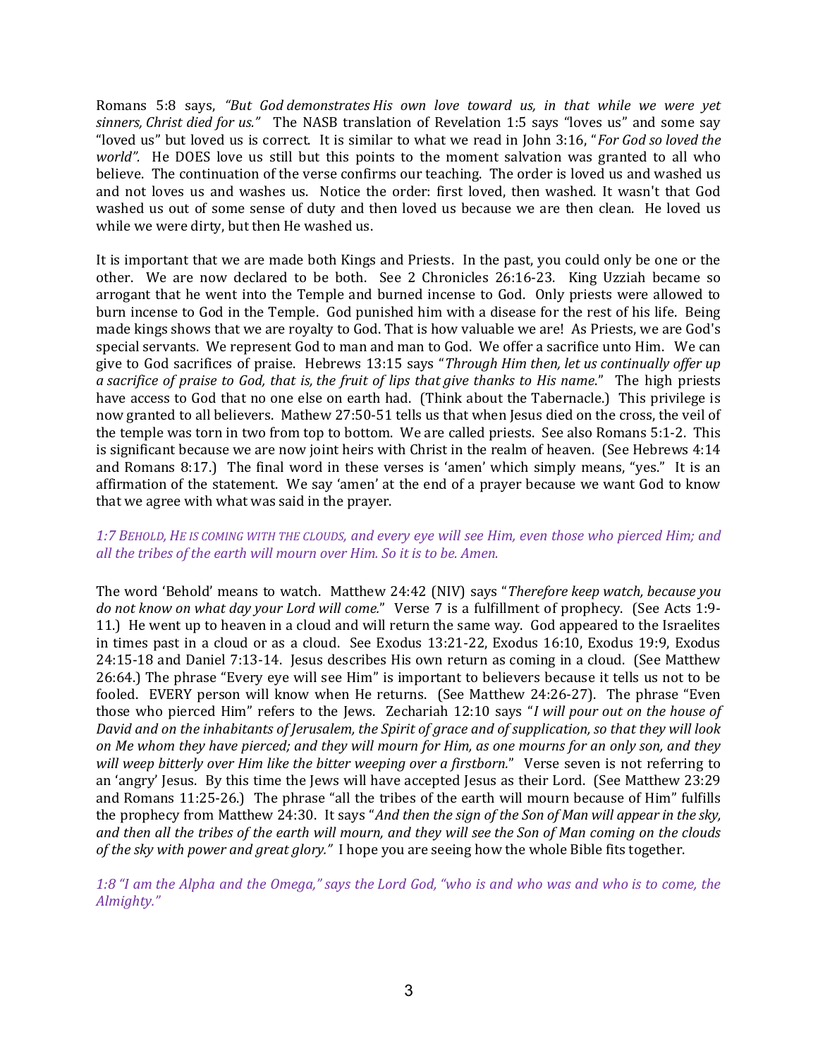Romans 5:8 says, *"But God demonstrates His own love toward us, in that while we were yet sinners, Christ died for us."* The NASB translation of Revelation 1:5 says "loves us" and some say "loved us" but loved us is correct. It is similar to what we read in John 3:16, "*For God so loved the world".* He DOES love us still but this points to the moment salvation was granted to all who believe. The continuation of the verse confirms our teaching. The order is loved us and washed us and not loves us and washes us. Notice the order: first loved, then washed. It wasn't that God washed us out of some sense of duty and then loved us because we are then clean. He loved us while we were dirty, but then He washed us.

It is important that we are made both Kings and Priests. In the past, you could only be one or the other. We are now declared to be both. See 2 Chronicles 26:16-23. King Uzziah became so arrogant that he went into the Temple and burned incense to God. Only priests were allowed to burn incense to God in the Temple. God punished him with a disease for the rest of his life. Being made kings shows that we are royalty to God. That is how valuable we are! As Priests, we are God's special servants. We represent God to man and man to God. We offer a sacrifice unto Him. We can give to God sacrifices of praise. Hebrews 13:15 says "*Through Him then, let us continually offer up a sacrifice of praise to God, that is, the fruit of lips that give thanks to His name*." The high priests have access to God that no one else on earth had. (Think about the Tabernacle.) This privilege is now granted to all believers. Mathew 27:50-51 tells us that when Jesus died on the cross, the veil of the temple was torn in two from top to bottom. We are called priests. See also Romans 5:1-2. This is significant because we are now joint heirs with Christ in the realm of heaven. (See Hebrews 4:14 and Romans 8:17.) The final word in these verses is 'amen' which simply means, "yes." It is an affirmation of the statement. We say 'amen' at the end of a prayer because we want God to know that we agree with what was said in the prayer.

*1:7 BEHOLD, HE IS COMING WITH THE CLOUDS, and every eye will see Him, even those who pierced Him; and all the tribes of the earth will mourn over Him. So it is to be. Amen.*

The word 'Behold' means to watch. Matthew 24:42 (NIV) says "*Therefore keep watch, because you do not know on what day your Lord will come.*" Verse 7 is a fulfillment of prophecy. (See Acts 1:9-11.) He went up to heaven in a cloud and will return the same way. God appeared to the Israelites in times past in a cloud or as a cloud. See Exodus 13:21-22, Exodus 16:10, Exodus 19:9, Exodus 24:15-18 and Daniel 7:13-14. Jesus describes His own return as coming in a cloud. (See Matthew 26:64.) The phrase "Every eye will see Him" is important to believers because it tells us not to be fooled. EVERY person will know when He returns. (See Matthew 24:26-27). The phrase "Even those who pierced Him" refers to the Jews. Zechariah 12:10 says "*I will pour out on the house of David and on the inhabitants of Jerusalem, the Spirit of grace and of supplication, so that they will look on Me whom they have pierced; and they will mourn for Him, as one mourns for an only son, and they will weep bitterly over Him like the bitter weeping over a firstborn.*" Verse seven is not referring to an 'angry' Jesus. By this time the Jews will have accepted Jesus as their Lord. (See Matthew 23:29 and Romans 11:25-26.) The phrase "all the tribes of the earth will mourn because of Him" fulfills the prophecy from Matthew 24:30. It says "*And then the sign of the Son of Man will appear in the sky, and then all the tribes of the earth will mourn, and they will see the Son of Man coming on the clouds of the sky with power and great glory."* I hope you are seeing how the whole Bible fits together.

*1:8 "I am the Alpha and the Omega," says the Lord God, "who is and who was and who is to come, the Almighty."*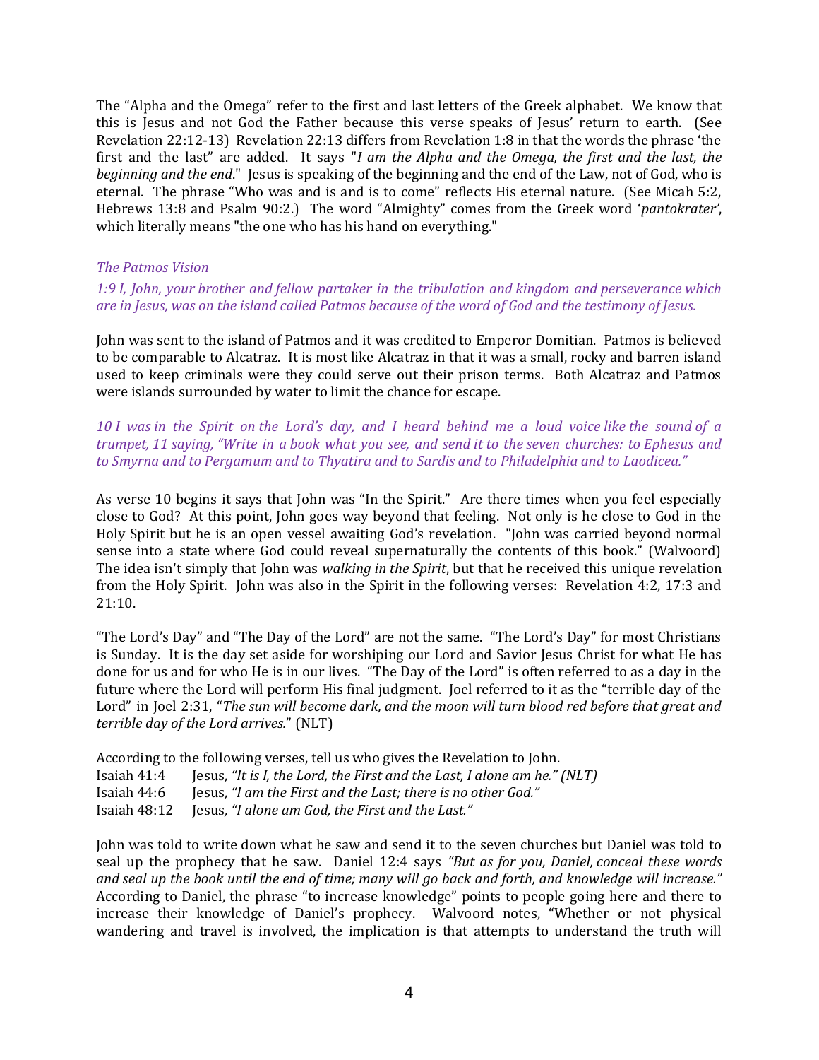The "Alpha and the Omega" refer to the first and last letters of the Greek alphabet. We know that this is Jesus and not God the Father because this verse speaks of Jesus' return to earth. (See Revelation 22:12-13) Revelation 22:13 differs from Revelation 1:8 in that the words the phrase 'the first and the last" are added. It says "*I am the Alpha and the Omega, the first and the last, the beginning and the end*." Jesus is speaking of the beginning and the end of the Law, not of God, who is eternal. The phrase "Who was and is and is to come" reflects His eternal nature. (See Micah 5:2, Hebrews 13:8 and Psalm 90:2.) The word "Almighty" comes from the Greek word '*pantokrater*', which literally means "the one who has his hand on everything."

*The Patmos Vision*

*1:9 I, John, your brother and fellow partaker in the tribulation and kingdom and perseverance which are in Jesus, was on the island called Patmos because of the word of God and the testimony of Jesus.*

John was sent to the island of Patmos and it was credited to Emperor Domitian. Patmos is believed to be comparable to Alcatraz. It is most like Alcatraz in that it was a small, rocky and barren island used to keep criminals were they could serve out their prison terms. Both Alcatraz and Patmos were islands surrounded by water to limit the chance for escape.

*10 I was in the Spirit on the Lord's day, and I heard behind me a loud voice like the sound of a trumpet, 11 saying, "Write in a book what you see, and send it to the seven churches: to Ephesus and to Smyrna and to Pergamum and to Thyatira and to Sardis and to Philadelphia and to Laodicea."*

As verse 10 begins it says that John was "In the Spirit." Are there times when you feel especially close to God? At this point, John goes way beyond that feeling. Not only is he close to God in the Holy Spirit but he is an open vessel awaiting God's revelation. "John was carried beyond normal sense into a state where God could reveal supernaturally the contents of this book." (Walvoord) The idea isn't simply that John was *walking in the Spirit*, but that he received this unique revelation from the Holy Spirit. John was also in the Spirit in the following verses: Revelation 4:2, 17:3 and 21:10.

"The Lord's Day" and "The Day of the Lord" are not the same. "The Lord's Day" for most Christians is Sunday. It is the day set aside for worshiping our Lord and Savior Jesus Christ for what He has done for us and for who He is in our lives. "The Day of the Lord" is often referred to as a day in the future where the Lord will perform His final judgment. Joel referred to it as the "terrible day of the Lord" in Joel 2:31, "*The sun will become dark, and the moon will turn blood red before that great and terrible day of the Lord arrives.*" (NLT)

According to the following verses, tell us who gives the Revelation to John.
Isaiah 41:4 Jesus*, "It is I, the Lord, the First and the Last, I alone am he." (NLT)*
Isaiah 44:6 Jesus*, "I am the First and the Last; there is no other God."*
Isaiah 48:12 Jesus*, "I alone am God, the First and the Last."*

John was told to write down what he saw and send it to the seven churches but Daniel was told to seal up the prophecy that he saw. Daniel 12:4 says *"But as for you, Daniel, conceal these words and seal up the book until the end of time; many will go back and forth, and knowledge will increase."* According to Daniel, the phrase "to increase knowledge" points to people going here and there to increase their knowledge of Daniel's prophecy. Walvoord notes, "Whether or not physical wandering and travel is involved, the implication is that attempts to understand the truth will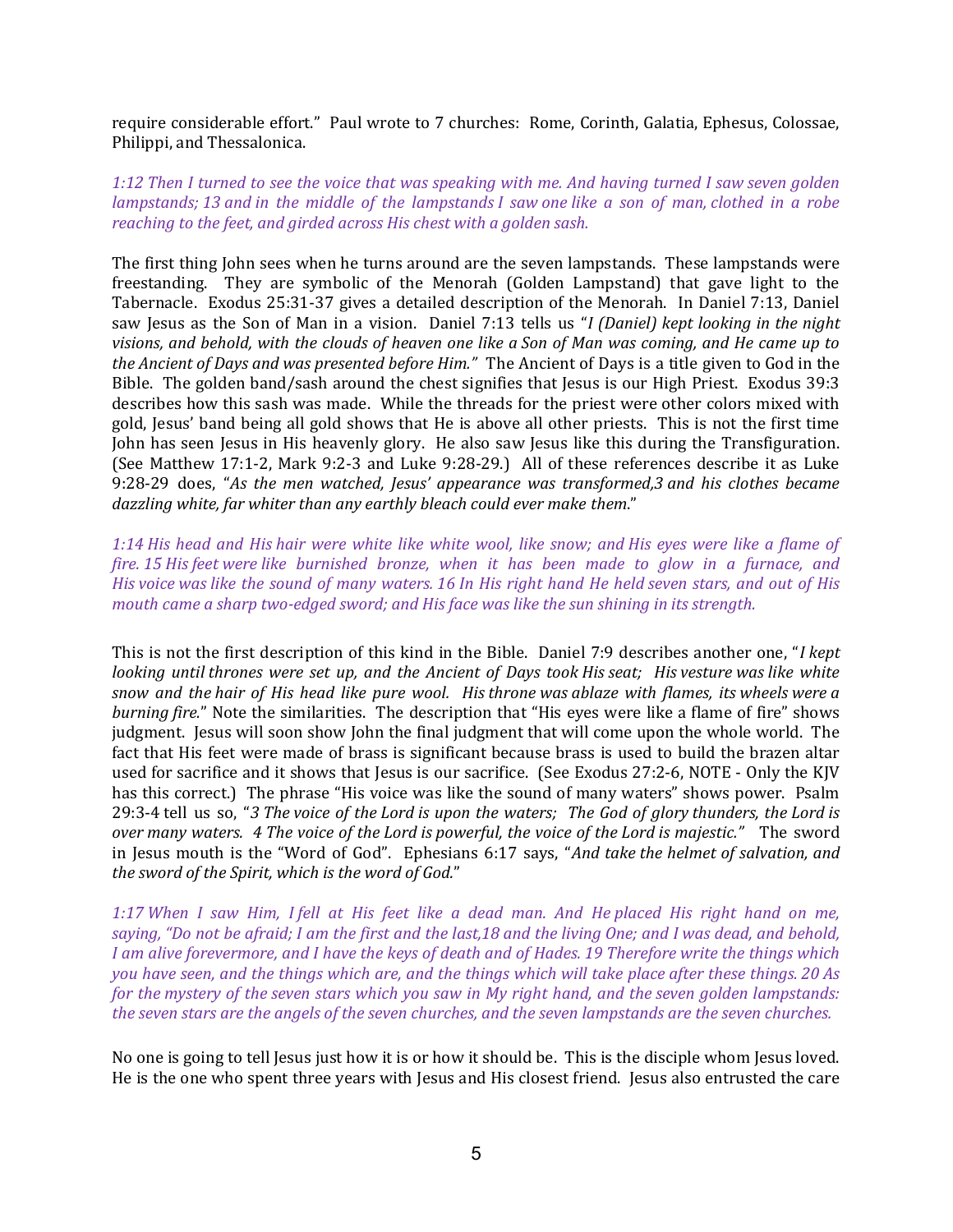require considerable effort." Paul wrote to 7 churches: Rome, Corinth, Galatia, Ephesus, Colossae, Philippi, and Thessalonica.

*1:12 Then I turned to see the voice that was speaking with me. And having turned I saw seven golden lampstands; 13 and in the middle of the lampstands I saw one like a son of man, clothed in a robe reaching to the feet, and girded across His chest with a golden sash.*

The first thing John sees when he turns around are the seven lampstands. These lampstands were freestanding. They are symbolic of the Menorah (Golden Lampstand) that gave light to the Tabernacle. Exodus 25:31-37 gives a detailed description of the Menorah. In Daniel 7:13, Daniel saw Jesus as the Son of Man in a vision. Daniel 7:13 tells us "*I (Daniel) kept looking in the night visions, and behold, with the clouds of heaven one like a Son of Man was coming, and He came up to the Ancient of Days and was presented before Him.*" The Ancient of Days is a title given to God in the Bible. The golden band/sash around the chest signifies that Jesus is our High Priest. Exodus 39:3 describes how this sash was made. While the threads for the priest were other colors mixed with gold, Jesus' band being all gold shows that He is above all other priests. This is not the first time John has seen Jesus in His heavenly glory. He also saw Jesus like this during the Transfiguration. (See Matthew 17:1-2, Mark 9:2-3 and Luke 9:28-29.) All of these references describe it as Luke 9:28-29 does, "*As the men watched, Jesus' appearance was transformed,3 and his clothes became dazzling white, far whiter than any earthly bleach could ever make them.*"

*1:14 His head and His hair were white like white wool, like snow; and His eyes were like a flame of fire. 15 His feet were like burnished bronze, when it has been made to glow in a furnace, and His voice was like the sound of many waters. 16 In His right hand He held seven stars, and out of His mouth came a sharp two-edged sword; and His face was like the sun shining in its strength.*

This is not the first description of this kind in the Bible. Daniel 7:9 describes another one, "*I kept looking until thrones were set up, and the Ancient of Days took His seat; His vesture was like white snow and the hair of His head like pure wool. His throne was ablaze with flames, its wheels were a burning fire.*" Note the similarities. The description that "His eyes were like a flame of fire" shows judgment. Jesus will soon show John the final judgment that will come upon the whole world. The fact that His feet were made of brass is significant because brass is used to build the brazen altar used for sacrifice and it shows that Jesus is our sacrifice. (See Exodus 27:2-6, NOTE - Only the KJV has this correct.) The phrase "His voice was like the sound of many waters" shows power. Psalm 29:3-4 tell us so, "*3 The voice of the Lord is upon the waters; The God of glory thunders, the Lord is over many waters. 4 The voice of the Lord is powerful, the voice of the Lord is majestic.*" The sword in Jesus mouth is the "Word of God". Ephesians 6:17 says, "*And take the helmet of salvation, and the sword of the Spirit, which is the word of God.*"

*1:17 When I saw Him, I fell at His feet like a dead man. And He placed His right hand on me, saying, "Do not be afraid; I am the first and the last,18 and the living One; and I was dead, and behold, I am alive forevermore, and I have the keys of death and of Hades. 19 Therefore write the things which you have seen, and the things which are, and the things which will take place after these things. 20 As for the mystery of the seven stars which you saw in My right hand, and the seven golden lampstands: the seven stars are the angels of the seven churches, and the seven lampstands are the seven churches.*

No one is going to tell Jesus just how it is or how it should be. This is the disciple whom Jesus loved. He is the one who spent three years with Jesus and His closest friend. Jesus also entrusted the care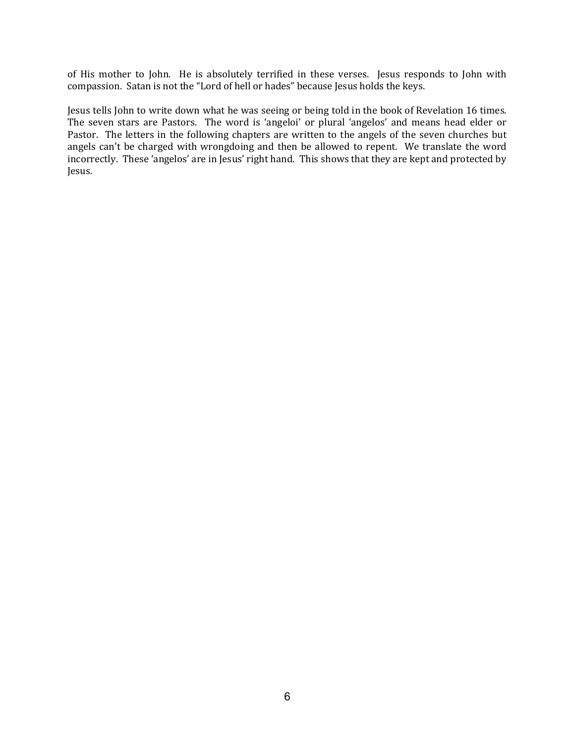of His mother to John. He is absolutely terrified in these verses. Jesus responds to John with compassion. Satan is not the "Lord of hell or hades" because Jesus holds the keys.

Jesus tells John to write down what he was seeing or being told in the book of Revelation 16 times. The seven stars are Pastors. The word is 'angeloi' or plural 'angelos' and means head elder or Pastor. The letters in the following chapters are written to the angels of the seven churches but angels can't be charged with wrongdoing and then be allowed to repent. We translate the word incorrectly. These 'angelos' are in Jesus' right hand. This shows that they are kept and protected by Jesus.